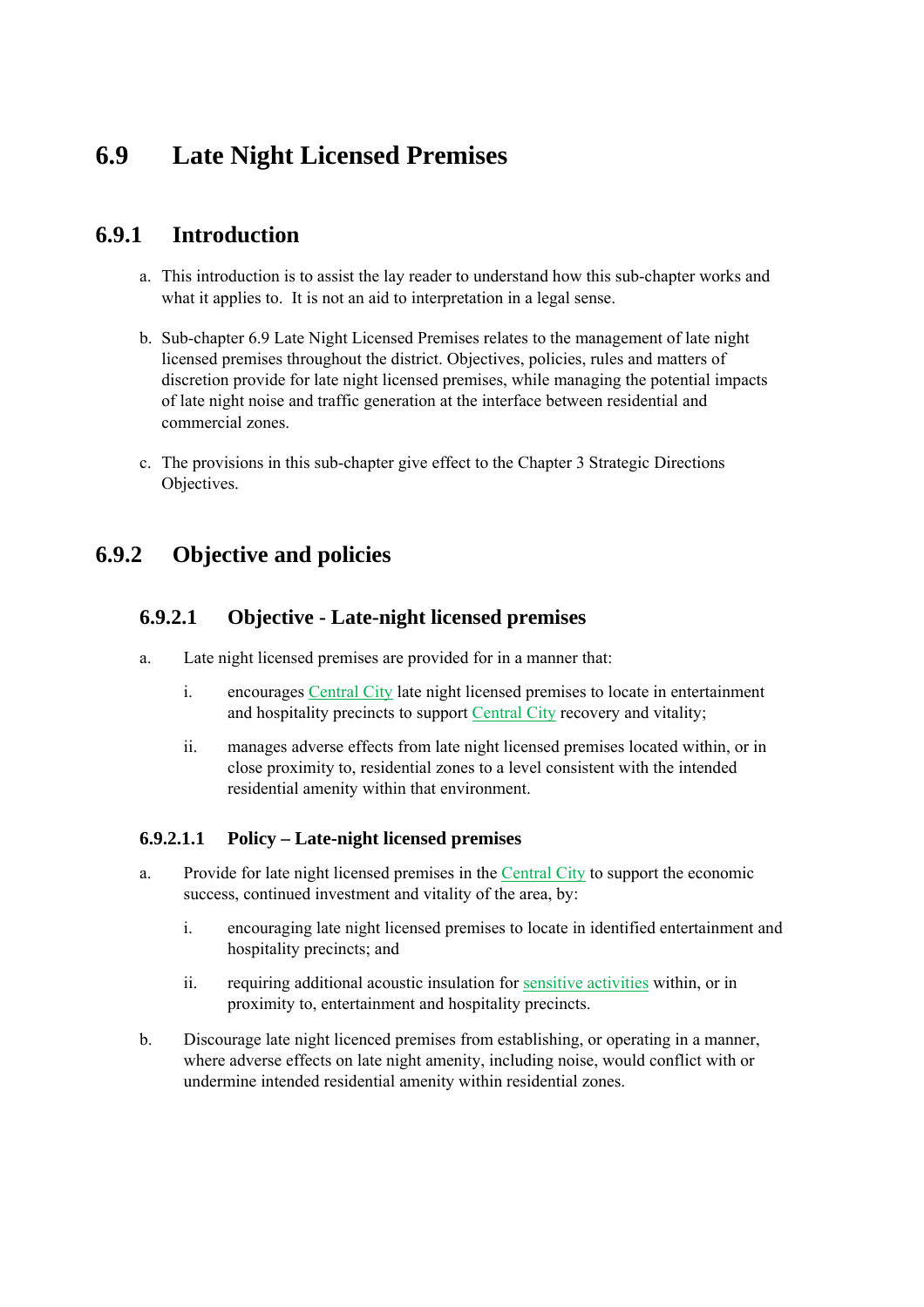# 6.9 Late Night Licensed Premises

## 6.9.1 Introduction

a. This introduction is to assist the lay reader to understand how this sub-chapter works and what it applies to. It is not an aid to interpretation in a legal sense.

b. Sub-chapter 6.9 Late Night Licensed Premises relates to the management of late night licensed premises throughout the district. Objectives, policies, rules and matters of discretion provide for late night licensed premises, while managing the potential impacts of late night noise and traffic generation at the interface between residential and commercial zones.

c. The provisions in this sub-chapter give effect to the Chapter 3 Strategic Directions Objectives.

## 6.9.2 Objective and policies

### 6.9.2.1 Objective - Late-night licensed premises

a. Late night licensed premises are provided for in a manner that:

   i. encourages Central City late night licensed premises to locate in entertainment and hospitality precincts to support Central City recovery and vitality;

   ii. manages adverse effects from late night licensed premises located within, or in close proximity to, residential zones to a level consistent with the intended residential amenity within that environment.

#### 6.9.2.1.1 Policy – Late-night licensed premises

a. Provide for late night licensed premises in the Central City to support the economic success, continued investment and vitality of the area, by:

   i. encouraging late night licensed premises to locate in identified entertainment and hospitality precincts; and

   ii. requiring additional acoustic insulation for sensitive activities within, or in proximity to, entertainment and hospitality precincts.

b. Discourage late night licenced premises from establishing, or operating in a manner, where adverse effects on late night amenity, including noise, would conflict with or undermine intended residential amenity within residential zones.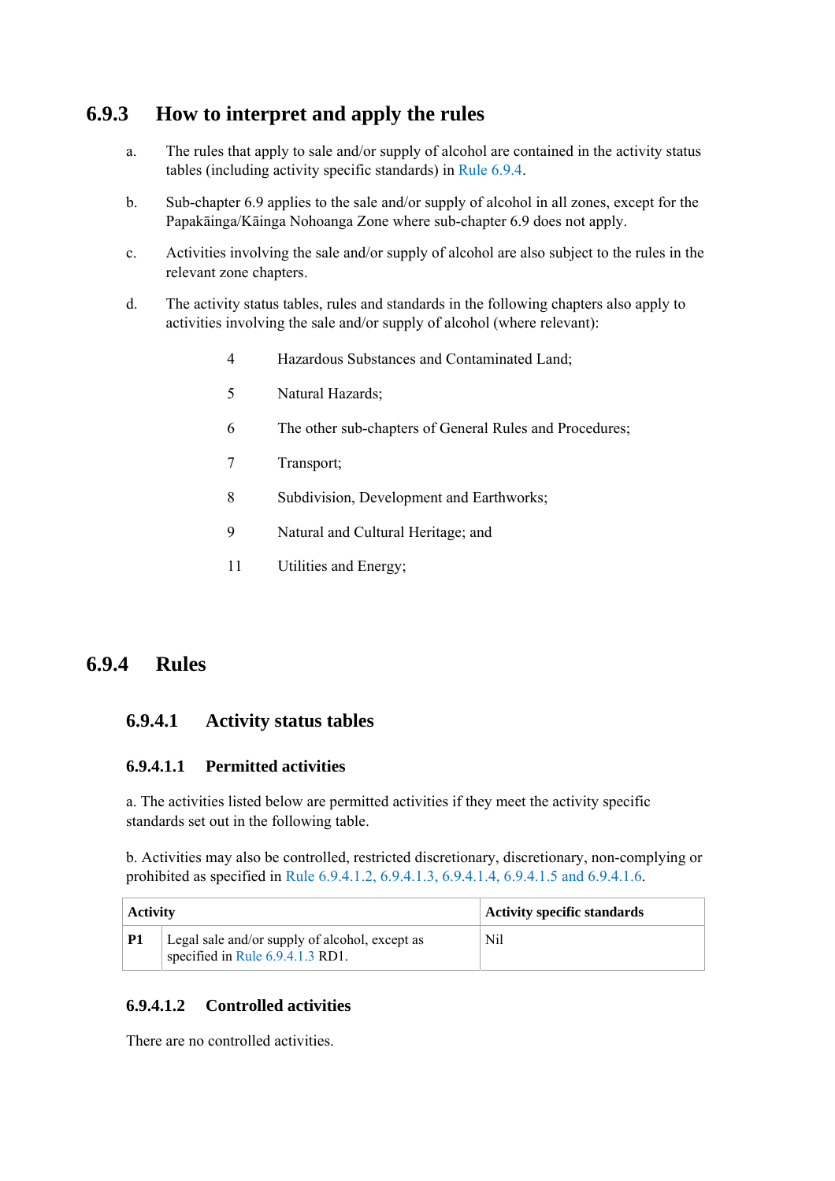## 6.9.3 How to interpret and apply the rules

a. The rules that apply to sale and/or supply of alcohol are contained in the activity status tables (including activity specific standards) in Rule 6.9.4.

b. Sub-chapter 6.9 applies to the sale and/or supply of alcohol in all zones, except for the Papakāinga/Kāinga Nohoanga Zone where sub-chapter 6.9 does not apply.

c. Activities involving the sale and/or supply of alcohol are also subject to the rules in the relevant zone chapters.

d. The activity status tables, rules and standards in the following chapters also apply to activities involving the sale and/or supply of alcohol (where relevant):

- 4 Hazardous Substances and Contaminated Land;
- 5 Natural Hazards;
- 6 The other sub-chapters of General Rules and Procedures;
- 7 Transport;
- 8 Subdivision, Development and Earthworks;
- 9 Natural and Cultural Heritage; and
- 11 Utilities and Energy;

## 6.9.4 Rules

### 6.9.4.1 Activity status tables

#### 6.9.4.1.1 Permitted activities

a. The activities listed below are permitted activities if they meet the activity specific standards set out in the following table.

b. Activities may also be controlled, restricted discretionary, discretionary, non-complying or prohibited as specified in Rule 6.9.4.1.2, 6.9.4.1.3, 6.9.4.1.4, 6.9.4.1.5 and 6.9.4.1.6.

| Activity | | Activity specific standards |
|---|---|---|
| **P1** | Legal sale and/or supply of alcohol, except as specified in Rule 6.9.4.1.3 RD1. | Nil |

#### 6.9.4.1.2 Controlled activities

There are no controlled activities.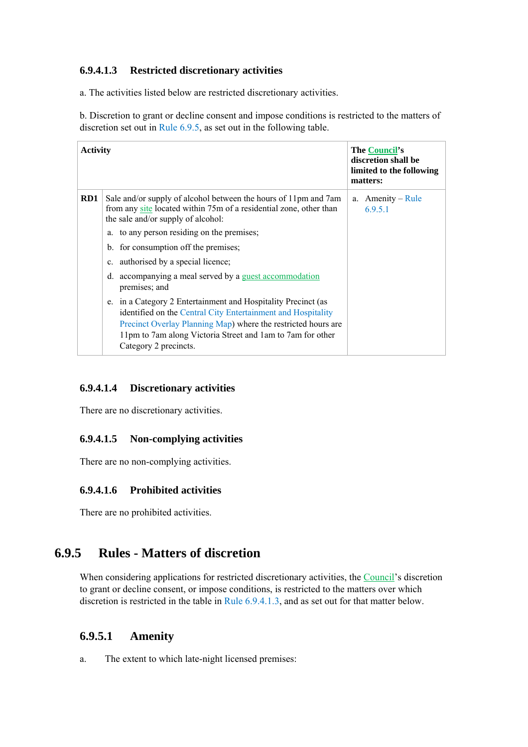#### 6.9.4.1.3 Restricted discretionary activities

a. The activities listed below are restricted discretionary activities.

b. Discretion to grant or decline consent and impose conditions is restricted to the matters of discretion set out in Rule 6.9.5, as set out in the following table.

| Activity | | The Council's discretion shall be limited to the following matters: |
|---|---|---|
| RD1 | Sale and/or supply of alcohol between the hours of 11pm and 7am from any site located within 75m of a residential zone, other than the sale and/or supply of alcohol:<br>a. to any person residing on the premises;<br>b. for consumption off the premises;<br>c. authorised by a special licence;<br>d. accompanying a meal served by a guest accommodation premises; and<br>e. in a Category 2 Entertainment and Hospitality Precinct (as identified on the Central City Entertainment and Hospitality Precinct Overlay Planning Map) where the restricted hours are 11pm to 7am along Victoria Street and 1am to 7am for other Category 2 precincts. | a. Amenity – Rule 6.9.5.1 |

#### 6.9.4.1.4 Discretionary activities

There are no discretionary activities.

#### 6.9.4.1.5 Non-complying activities

There are no non-complying activities.

#### 6.9.4.1.6 Prohibited activities

There are no prohibited activities.

## 6.9.5 Rules - Matters of discretion

When considering applications for restricted discretionary activities, the Council's discretion to grant or decline consent, or impose conditions, is restricted to the matters over which discretion is restricted in the table in Rule 6.9.4.1.3, and as set out for that matter below.

### 6.9.5.1 Amenity

a. The extent to which late-night licensed premises: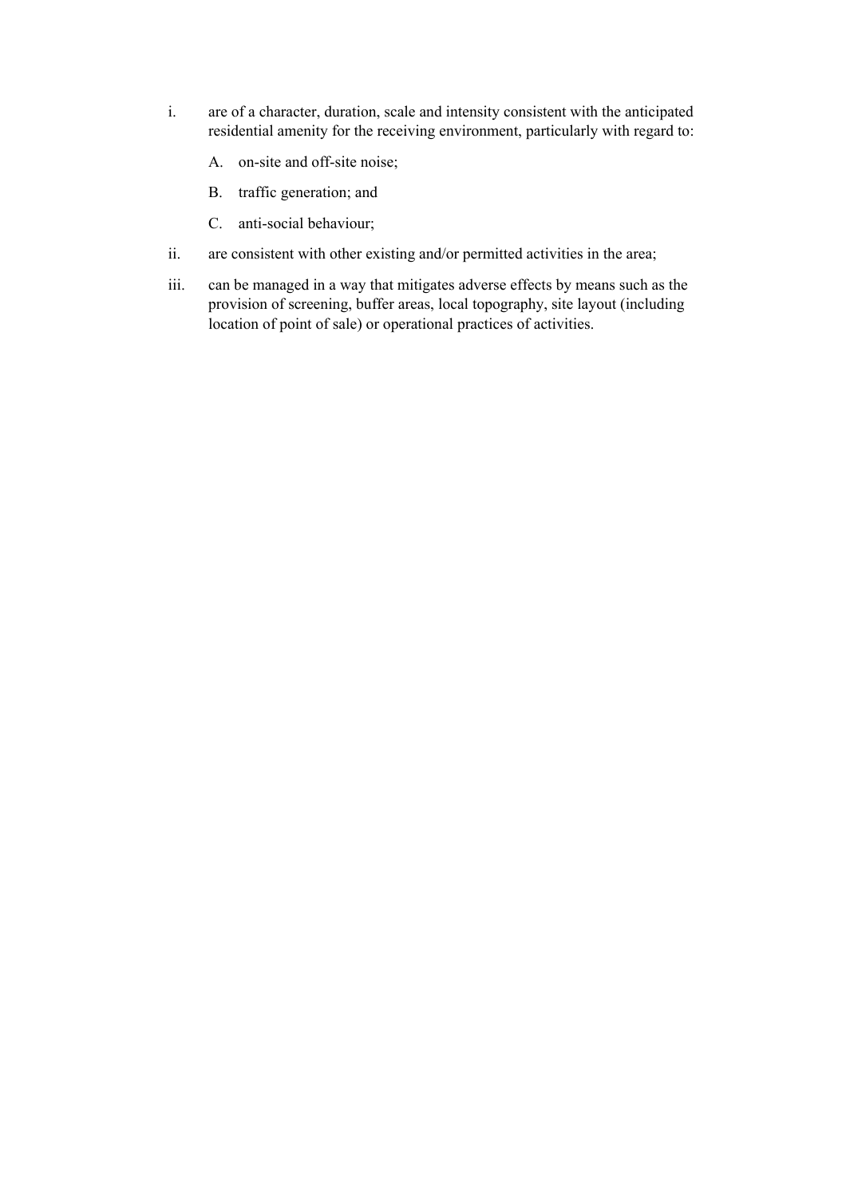i. are of a character, duration, scale and intensity consistent with the anticipated residential amenity for the receiving environment, particularly with regard to:

   A. on-site and off-site noise;

   B. traffic generation; and

   C. anti-social behaviour;

ii. are consistent with other existing and/or permitted activities in the area;

iii. can be managed in a way that mitigates adverse effects by means such as the provision of screening, buffer areas, local topography, site layout (including location of point of sale) or operational practices of activities.